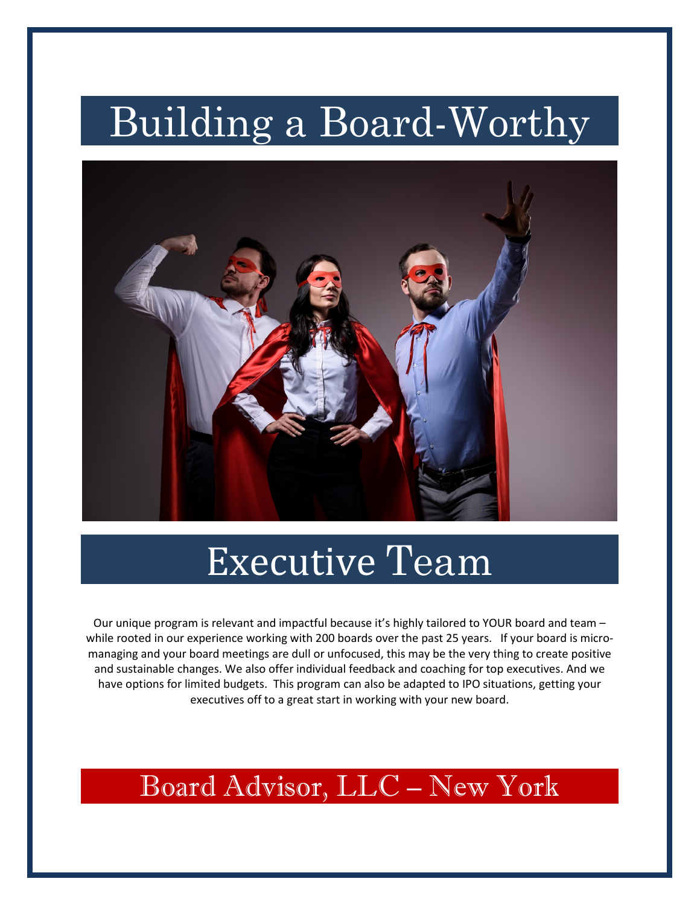# Building a Board-Worthy

# Executive Team

Our unique program is relevant and impactful because it's highly tailored to YOUR board and team – while rooted in our experience working with 200 boards over the past 25 years. If your board is micro-managing and your board meetings are dull or unfocused, this may be the very thing to create positive and sustainable changes. We also offer individual feedback and coaching for top executives. And we have options for limited budgets. This program can also be adapted to IPO situations, getting your executives off to a great start in working with your new board.

## Board Advisor, LLC – New York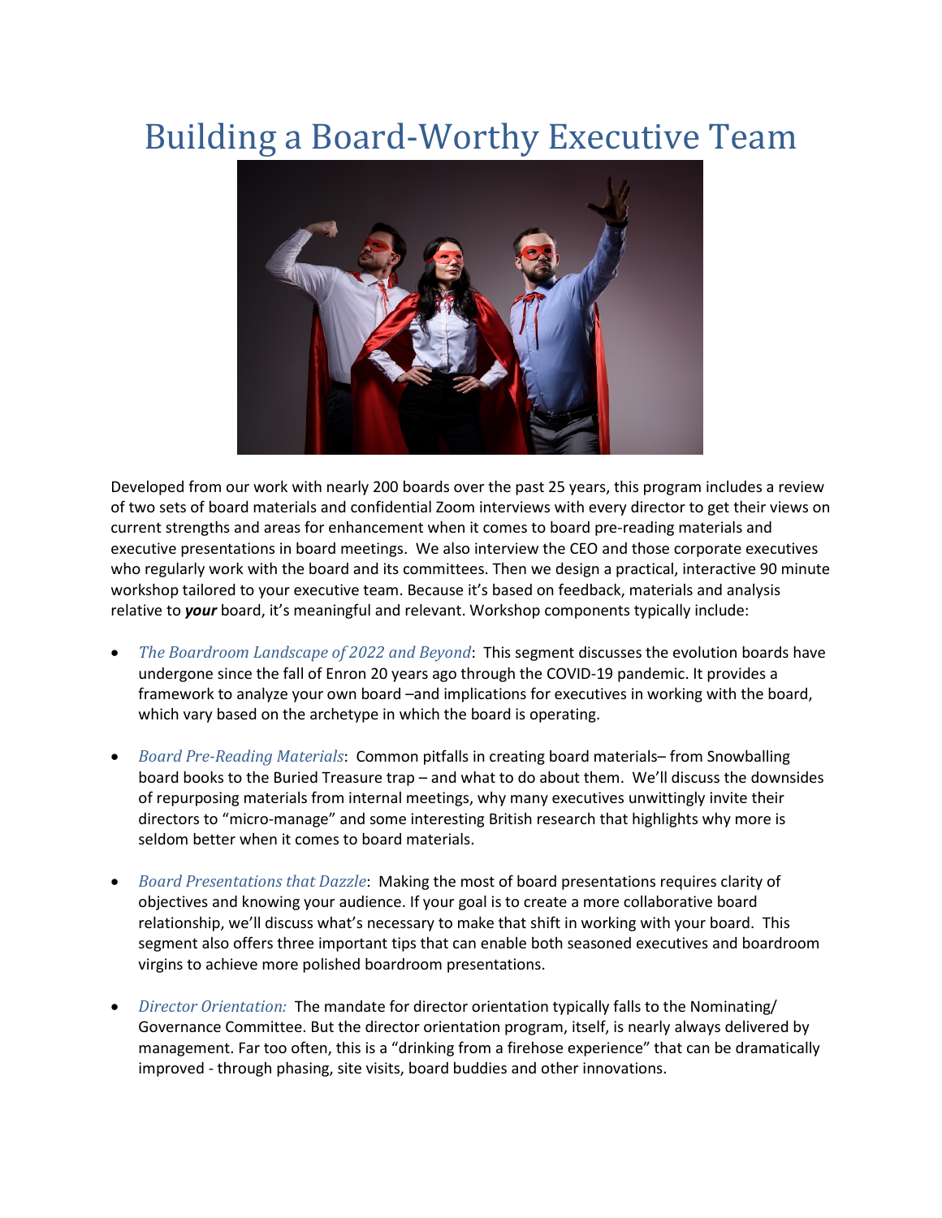# Building a Board-Worthy Executive Team

Developed from our work with nearly 200 boards over the past 25 years, this program includes a review of two sets of board materials and confidential Zoom interviews with every director to get their views on current strengths and areas for enhancement when it comes to board pre-reading materials and executive presentations in board meetings. We also interview the CEO and those corporate executives who regularly work with the board and its committees. Then we design a practical, interactive 90 minute workshop tailored to your executive team. Because it's based on feedback, materials and analysis relative to ***your*** board, it's meaningful and relevant. Workshop components typically include:

- *The Boardroom Landscape of 2022 and Beyond*: This segment discusses the evolution boards have undergone since the fall of Enron 20 years ago through the COVID-19 pandemic. It provides a framework to analyze your own board –and implications for executives in working with the board, which vary based on the archetype in which the board is operating.

- *Board Pre-Reading Materials*: Common pitfalls in creating board materials– from Snowballing board books to the Buried Treasure trap – and what to do about them. We'll discuss the downsides of repurposing materials from internal meetings, why many executives unwittingly invite their directors to "micro-manage" and some interesting British research that highlights why more is seldom better when it comes to board materials.

- *Board Presentations that Dazzle*: Making the most of board presentations requires clarity of objectives and knowing your audience. If your goal is to create a more collaborative board relationship, we'll discuss what's necessary to make that shift in working with your board. This segment also offers three important tips that can enable both seasoned executives and boardroom virgins to achieve more polished boardroom presentations.

- *Director Orientation:* The mandate for director orientation typically falls to the Nominating/ Governance Committee. But the director orientation program, itself, is nearly always delivered by management. Far too often, this is a "drinking from a firehose experience" that can be dramatically improved - through phasing, site visits, board buddies and other innovations.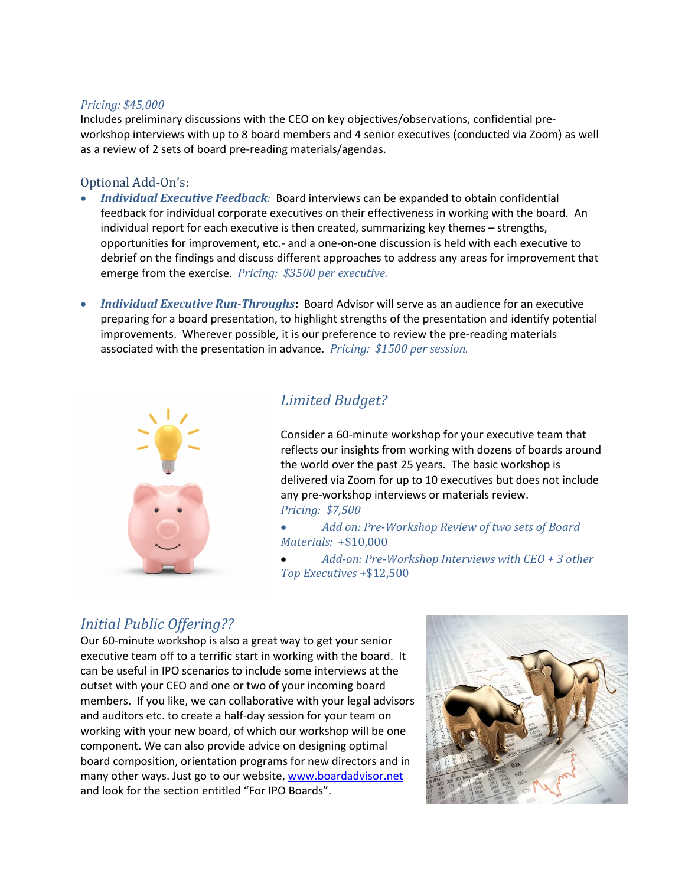*Pricing: $45,000*
Includes preliminary discussions with the CEO on key objectives/observations, confidential pre-workshop interviews with up to 8 board members and 4 senior executives (conducted via Zoom) as well as a review of 2 sets of board pre-reading materials/agendas.

## Optional Add-On's:

- ***Individual Executive Feedback**:* Board interviews can be expanded to obtain confidential feedback for individual corporate executives on their effectiveness in working with the board. An individual report for each executive is then created, summarizing key themes – strengths, opportunities for improvement, etc.- and a one-on-one discussion is held with each executive to debrief on the findings and discuss different approaches to address any areas for improvement that emerge from the exercise. *Pricing: $3500 per executive.*

- ***Individual Executive Run-Throughs*****:** Board Advisor will serve as an audience for an executive preparing for a board presentation, to highlight strengths of the presentation and identify potential improvements. Wherever possible, it is our preference to review the pre-reading materials associated with the presentation in advance. *Pricing: $1500 per session.*

## *Limited Budget?*

Consider a 60-minute workshop for your executive team that reflects our insights from working with dozens of boards around the world over the past 25 years. The basic workshop is delivered via Zoom for up to 10 executives but does not include any pre-workshop interviews or materials review.
*Pricing: $7,500*

- *Add on: Pre-Workshop Review of two sets of Board Materials:* +$10,000
- *Add-on: Pre-Workshop Interviews with CEO + 3 other Top Executives* +$12,500

## *Initial Public Offering??*

Our 60-minute workshop is also a great way to get your senior executive team off to a terrific start in working with the board. It can be useful in IPO scenarios to include some interviews at the outset with your CEO and one or two of your incoming board members. If you like, we can collaborative with your legal advisors and auditors etc. to create a half-day session for your team on working with your new board, of which our workshop will be one component. We can also provide advice on designing optimal board composition, orientation programs for new directors and in many other ways. Just go to our website, [www.boardadvisor.net](http://www.boardadvisor.net) and look for the section entitled "For IPO Boards".